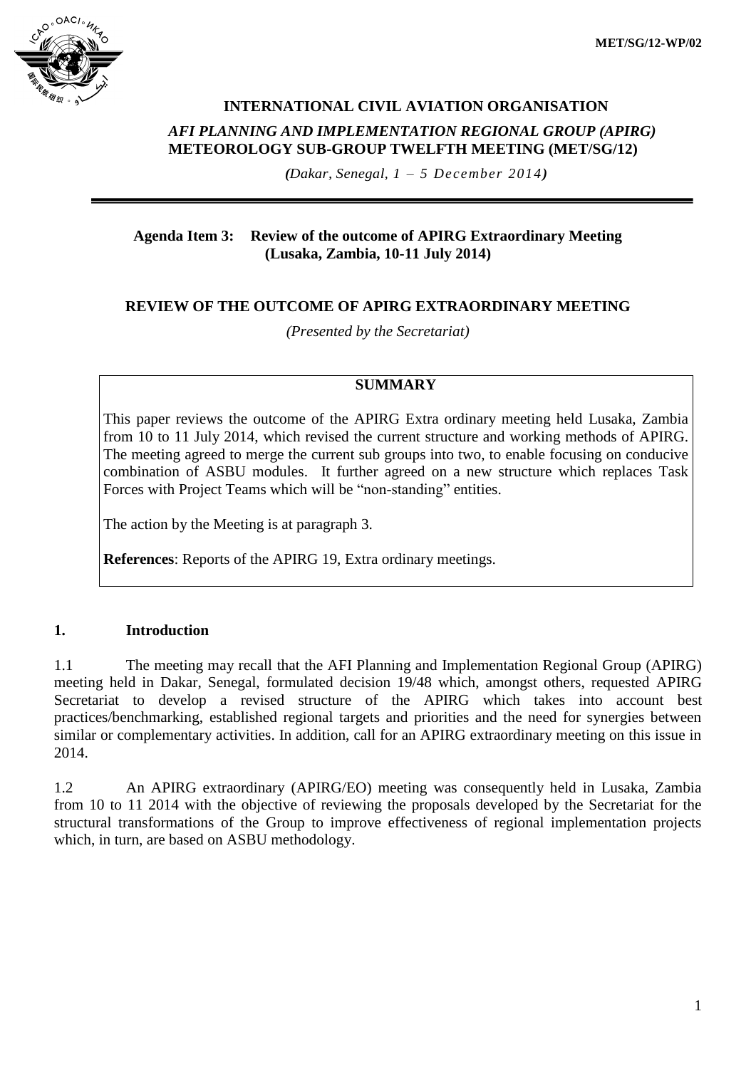MET/SG/12-WP/02

**INTERNATIONAL CIVIL AVIATION ORGANISATION**

***AFI PLANNING AND IMPLEMENTATION REGIONAL GROUP (APIRG)***
**METEOROLOGY SUB-GROUP TWELFTH MEETING (MET/SG/12)**

*(Dakar, Senegal, 1 – 5 December 2014)*

---

**Agenda Item 3: Review of the outcome of APIRG Extraordinary Meeting (Lusaka, Zambia, 10-11 July 2014)**

# REVIEW OF THE OUTCOME OF APIRG EXTRAORDINARY MEETING

*(Presented by the Secretariat)*

> **SUMMARY**
>
> This paper reviews the outcome of the APIRG Extra ordinary meeting held Lusaka, Zambia from 10 to 11 July 2014, which revised the current structure and working methods of APIRG. The meeting agreed to merge the current sub groups into two, to enable focusing on conducive combination of ASBU modules. It further agreed on a new structure which replaces Task Forces with Project Teams which will be "non-standing" entities.
>
> The action by the Meeting is at paragraph 3.
>
> **References**: Reports of the APIRG 19, Extra ordinary meetings.

## 1. Introduction

1.1 The meeting may recall that the AFI Planning and Implementation Regional Group (APIRG) meeting held in Dakar, Senegal, formulated decision 19/48 which, amongst others, requested APIRG Secretariat to develop a revised structure of the APIRG which takes into account best practices/benchmarking, established regional targets and priorities and the need for synergies between similar or complementary activities. In addition, call for an APIRG extraordinary meeting on this issue in 2014.

1.2 An APIRG extraordinary (APIRG/EO) meeting was consequently held in Lusaka, Zambia from 10 to 11 2014 with the objective of reviewing the proposals developed by the Secretariat for the structural transformations of the Group to improve effectiveness of regional implementation projects which, in turn, are based on ASBU methodology.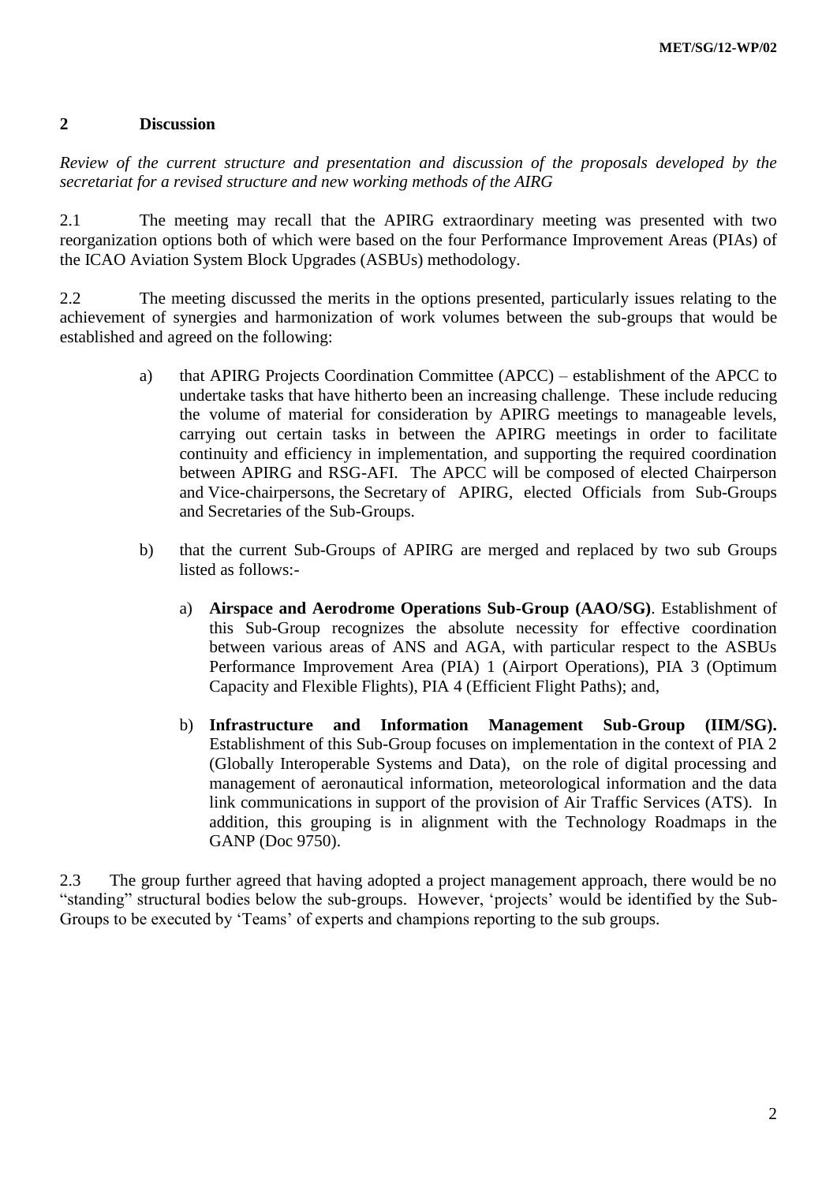## 2 Discussion

*Review of the current structure and presentation and discussion of the proposals developed by the secretariat for a revised structure and new working methods of the AIRG*

2.1 The meeting may recall that the APIRG extraordinary meeting was presented with two reorganization options both of which were based on the four Performance Improvement Areas (PIAs) of the ICAO Aviation System Block Upgrades (ASBUs) methodology.

2.2 The meeting discussed the merits in the options presented, particularly issues relating to the achievement of synergies and harmonization of work volumes between the sub-groups that would be established and agreed on the following:

a) that APIRG Projects Coordination Committee (APCC) – establishment of the APCC to undertake tasks that have hitherto been an increasing challenge. These include reducing the volume of material for consideration by APIRG meetings to manageable levels, carrying out certain tasks in between the APIRG meetings in order to facilitate continuity and efficiency in implementation, and supporting the required coordination between APIRG and RSG-AFI. The APCC will be composed of elected Chairperson and Vice-chairpersons, the Secretary of APIRG, elected Officials from Sub-Groups and Secretaries of the Sub-Groups.

b) that the current Sub-Groups of APIRG are merged and replaced by two sub Groups listed as follows:-

   a) **Airspace and Aerodrome Operations Sub-Group (AAO/SG)**. Establishment of this Sub-Group recognizes the absolute necessity for effective coordination between various areas of ANS and AGA, with particular respect to the ASBUs Performance Improvement Area (PIA) 1 (Airport Operations), PIA 3 (Optimum Capacity and Flexible Flights), PIA 4 (Efficient Flight Paths); and,

   b) **Infrastructure and Information Management Sub-Group (IIM/SG).** Establishment of this Sub-Group focuses on implementation in the context of PIA 2 (Globally Interoperable Systems and Data), on the role of digital processing and management of aeronautical information, meteorological information and the data link communications in support of the provision of Air Traffic Services (ATS). In addition, this grouping is in alignment with the Technology Roadmaps in the GANP (Doc 9750).

2.3 The group further agreed that having adopted a project management approach, there would be no "standing" structural bodies below the sub-groups. However, 'projects' would be identified by the Sub-Groups to be executed by 'Teams' of experts and champions reporting to the sub groups.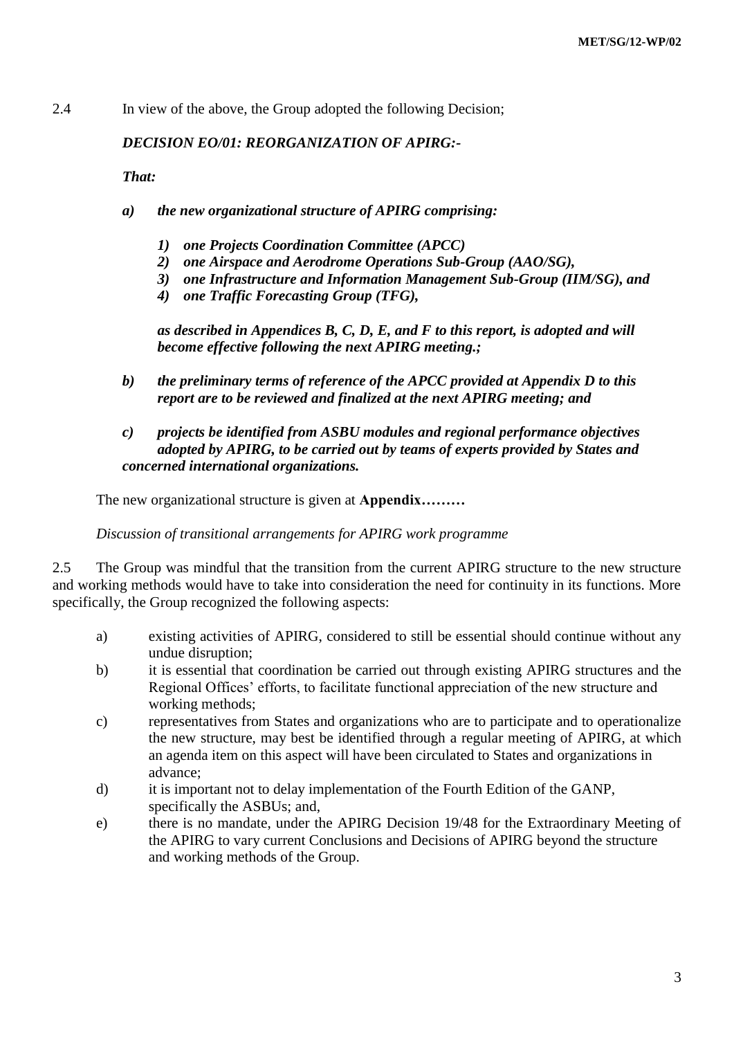2.4 In view of the above, the Group adopted the following Decision;

***DECISION EO/01: REORGANIZATION OF APIRG:-***

***That:***

***a) the new organizational structure of APIRG comprising:***

***1) one Projects Coordination Committee (APCC)***
***2) one Airspace and Aerodrome Operations Sub-Group (AAO/SG),***
***3) one Infrastructure and Information Management Sub-Group (IIM/SG), and***
***4) one Traffic Forecasting Group (TFG),***

***as described in Appendices B, C, D, E, and F to this report, is adopted and will become effective following the next APIRG meeting.;***

***b) the preliminary terms of reference of the APCC provided at Appendix D to this report are to be reviewed and finalized at the next APIRG meeting; and***

***c) projects be identified from ASBU modules and regional performance objectives adopted by APIRG, to be carried out by teams of experts provided by States and concerned international organizations.***

The new organizational structure is given at **Appendix………**

*Discussion of transitional arrangements for APIRG work programme*

2.5 The Group was mindful that the transition from the current APIRG structure to the new structure and working methods would have to take into consideration the need for continuity in its functions. More specifically, the Group recognized the following aspects:

a) existing activities of APIRG, considered to still be essential should continue without any undue disruption;
b) it is essential that coordination be carried out through existing APIRG structures and the Regional Offices' efforts, to facilitate functional appreciation of the new structure and working methods;
c) representatives from States and organizations who are to participate and to operationalize the new structure, may best be identified through a regular meeting of APIRG, at which an agenda item on this aspect will have been circulated to States and organizations in advance;
d) it is important not to delay implementation of the Fourth Edition of the GANP, specifically the ASBUs; and,
e) there is no mandate, under the APIRG Decision 19/48 for the Extraordinary Meeting of the APIRG to vary current Conclusions and Decisions of APIRG beyond the structure and working methods of the Group.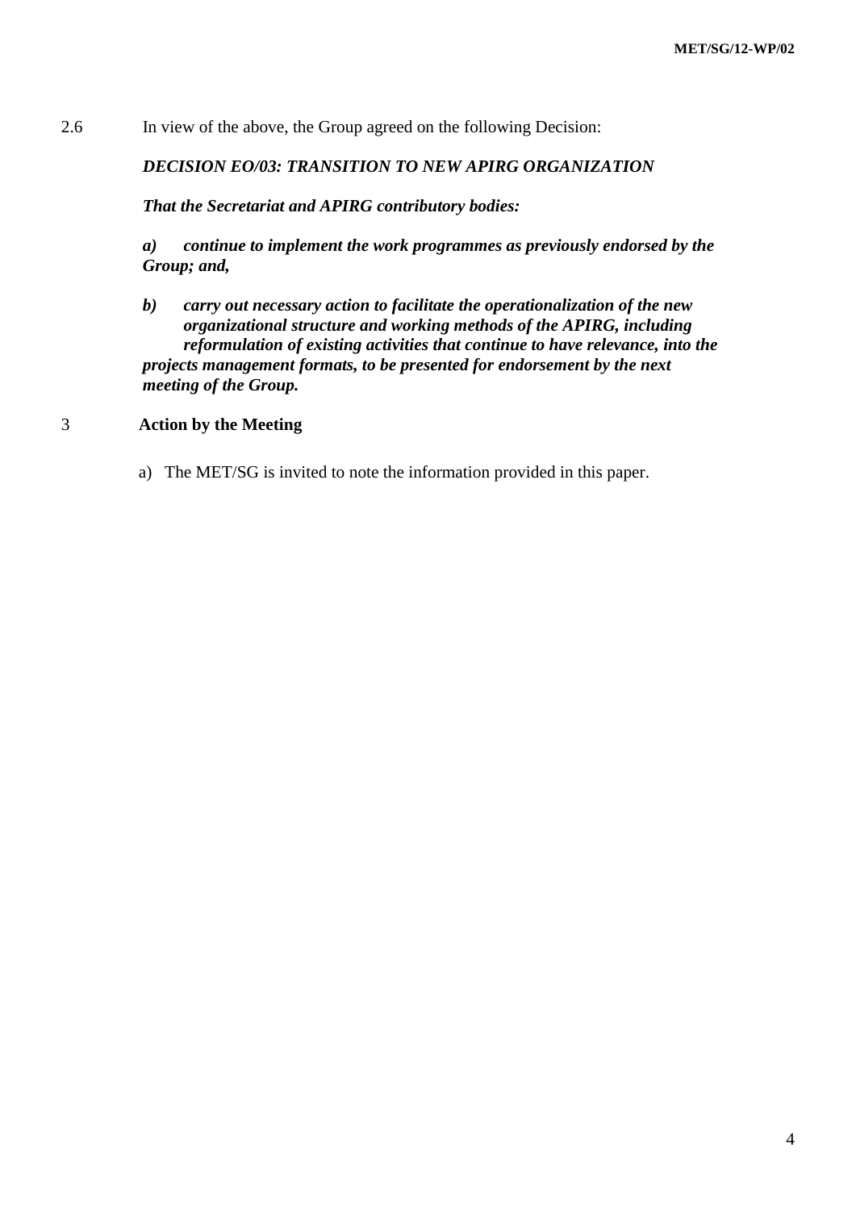2.6 In view of the above, the Group agreed on the following Decision:

***DECISION EO/03: TRANSITION TO NEW APIRG ORGANIZATION***

***That the Secretariat and APIRG contributory bodies:***

***a) continue to implement the work programmes as previously endorsed by the Group; and,***

***b) carry out necessary action to facilitate the operationalization of the new organizational structure and working methods of the APIRG, including reformulation of existing activities that continue to have relevance, into the projects management formats, to be presented for endorsement by the next meeting of the Group.***

## 3 Action by the Meeting

a) The MET/SG is invited to note the information provided in this paper.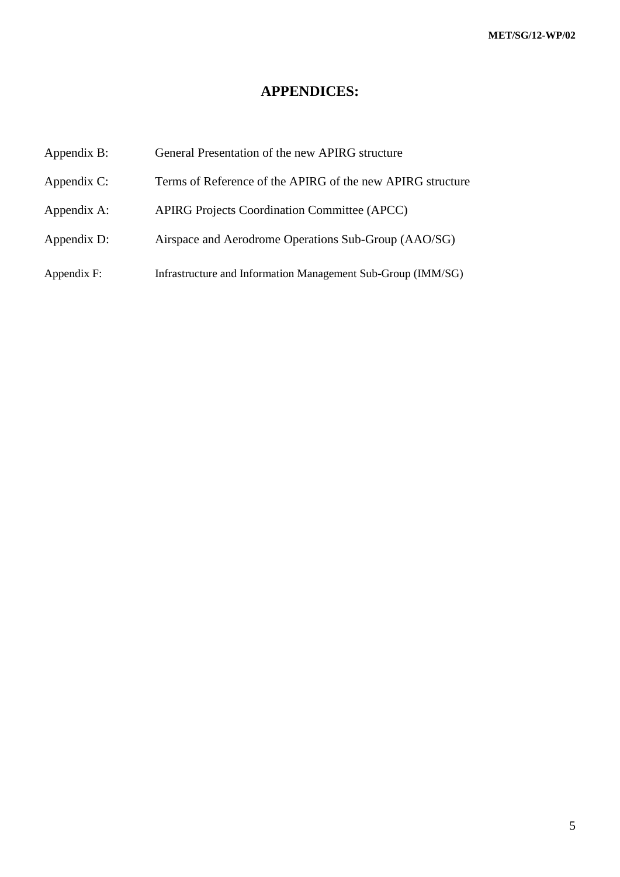# APPENDICES:

| | |
|---|---|
| Appendix B: | General Presentation of the new APIRG structure |
| Appendix C: | Terms of Reference of the APIRG of the new APIRG structure |
| Appendix A: | APIRG Projects Coordination Committee (APCC) |
| Appendix D: | Airspace and Aerodrome Operations Sub-Group (AAO/SG) |
| Appendix F: | Infrastructure and Information Management Sub-Group (IMM/SG) |